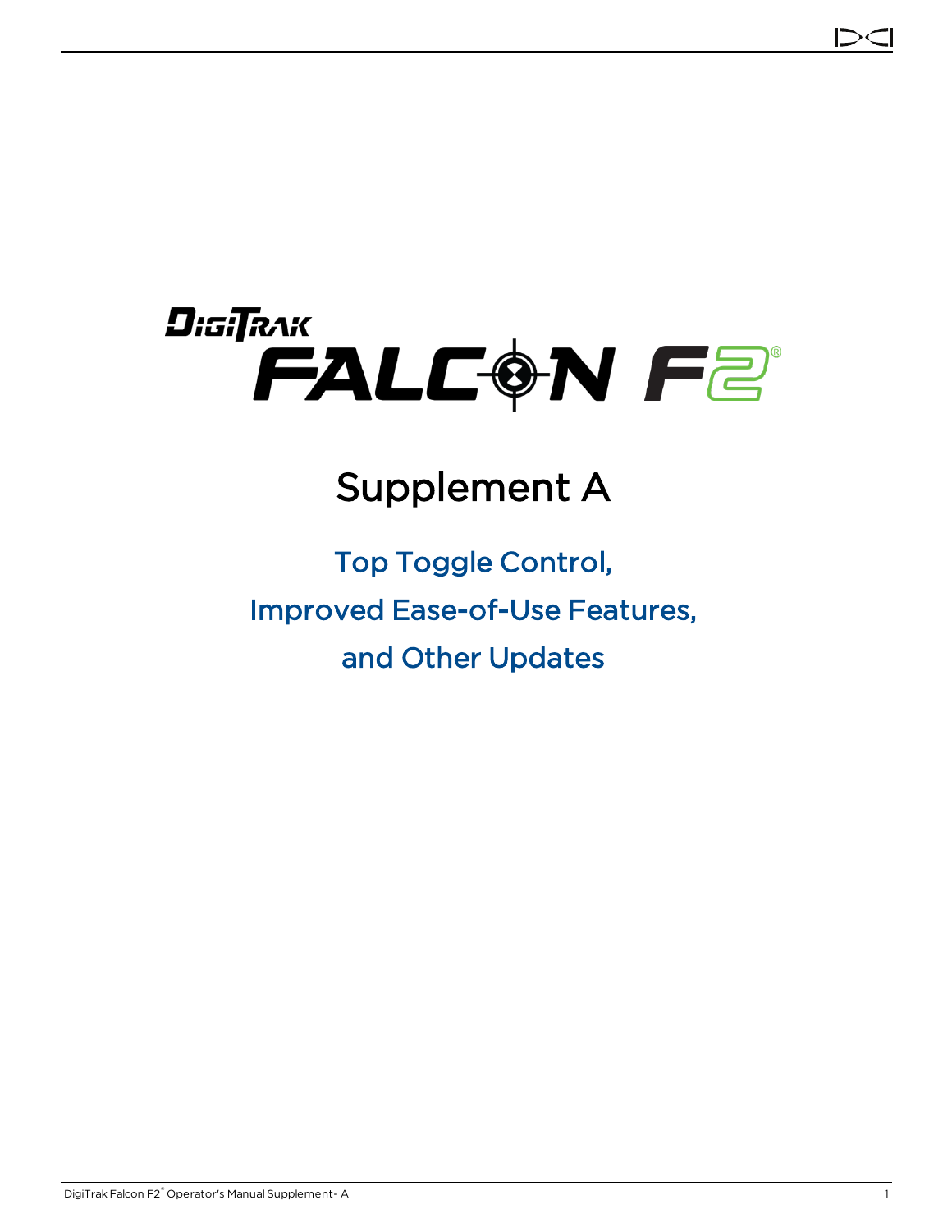# DigiTrak Falcon F2®

## Supplement A

### Top Toggle Control,
### Improved Ease-of-Use Features,
### and Other Updates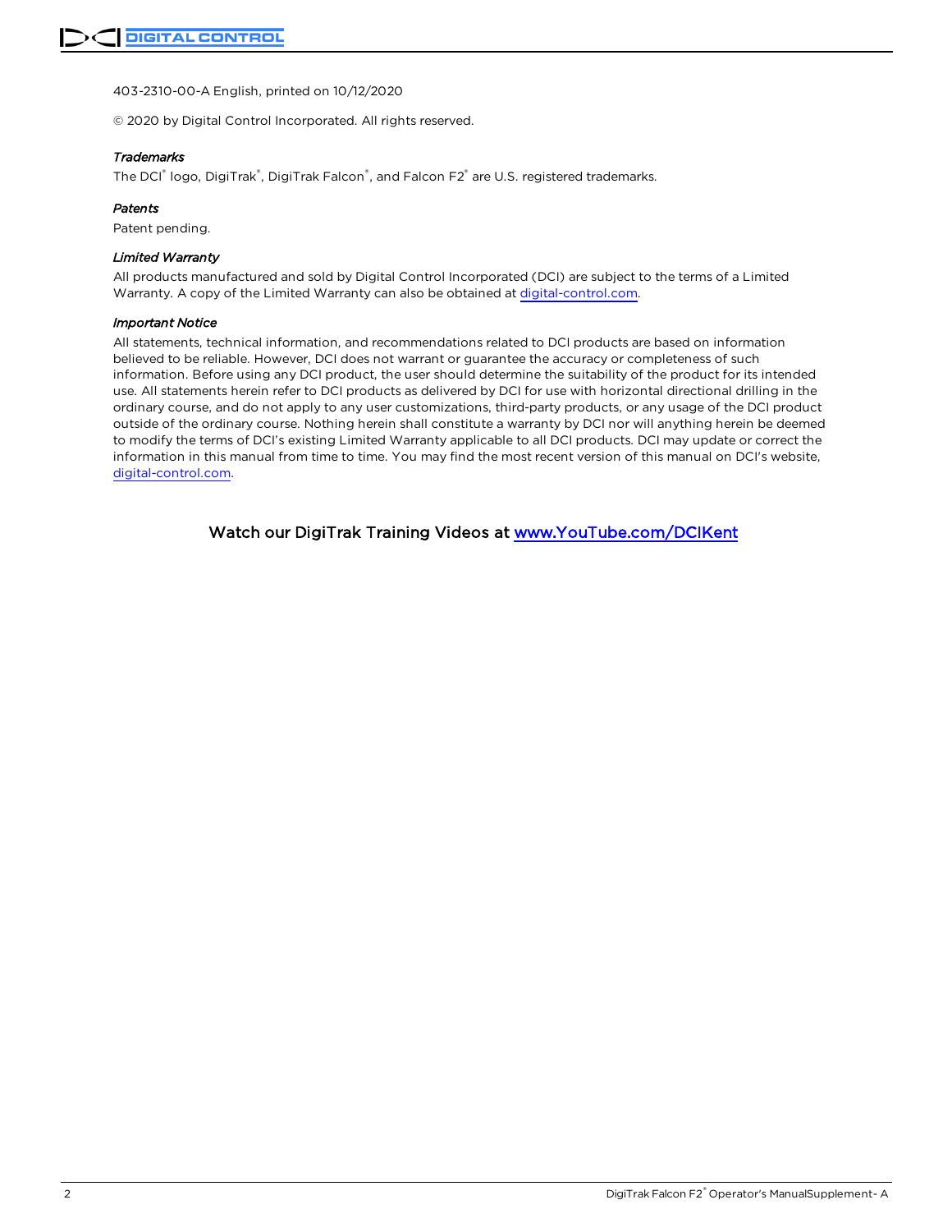403-2310-00-A English, printed on 10/12/2020

© 2020 by Digital Control Incorporated. All rights reserved.

*Trademarks*

The DCI® logo, DigiTrak®, DigiTrak Falcon®, and Falcon F2® are U.S. registered trademarks.

*Patents*

Patent pending.

*Limited Warranty*

All products manufactured and sold by Digital Control Incorporated (DCI) are subject to the terms of a Limited Warranty. A copy of the Limited Warranty can also be obtained at digital-control.com.

*Important Notice*

All statements, technical information, and recommendations related to DCI products are based on information believed to be reliable. However, DCI does not warrant or guarantee the accuracy or completeness of such information. Before using any DCI product, the user should determine the suitability of the product for its intended use. All statements herein refer to DCI products as delivered by DCI for use with horizontal directional drilling in the ordinary course, and do not apply to any user customizations, third-party products, or any usage of the DCI product outside of the ordinary course. Nothing herein shall constitute a warranty by DCI nor will anything herein be deemed to modify the terms of DCI's existing Limited Warranty applicable to all DCI products. DCI may update or correct the information in this manual from time to time. You may find the most recent version of this manual on DCI's website, digital-control.com.

Watch our DigiTrak Training Videos at www.YouTube.com/DCIKent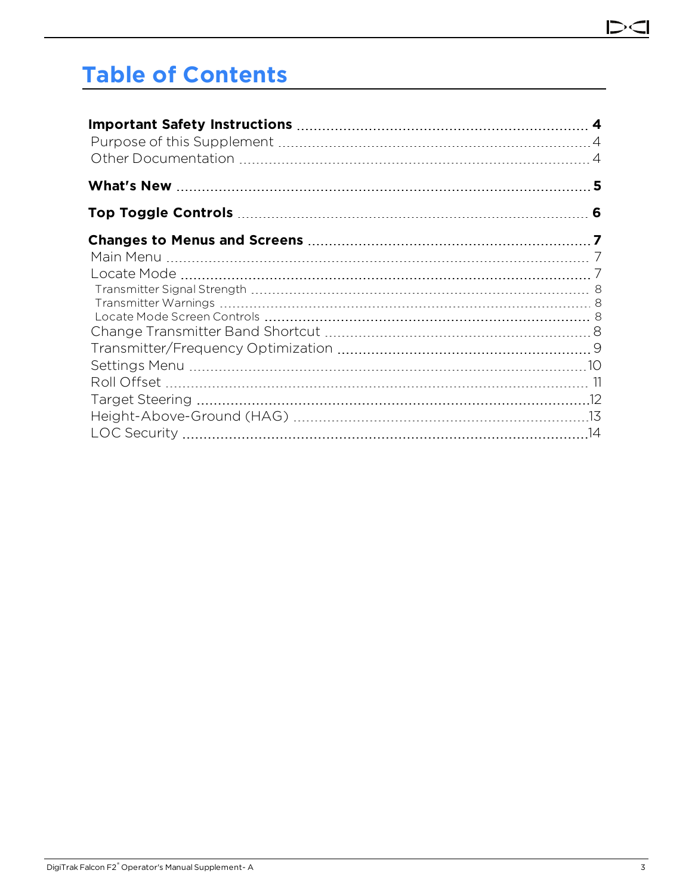# Table of Contents

**Important Safety Instructions** 4

- Purpose of this Supplement 4
- Other Documentation 4

**What's New** 5

**Top Toggle Controls** 6

**Changes to Menus and Screens** 7

- Main Menu 7
- Locate Mode 7
  - Transmitter Signal Strength 8
  - Transmitter Warnings 8
  - Locate Mode Screen Controls 8
- Change Transmitter Band Shortcut 8
- Transmitter/Frequency Optimization 9
- Settings Menu 10
- Roll Offset 11
- Target Steering 12
- Height-Above-Ground (HAG) 13
- LOC Security 14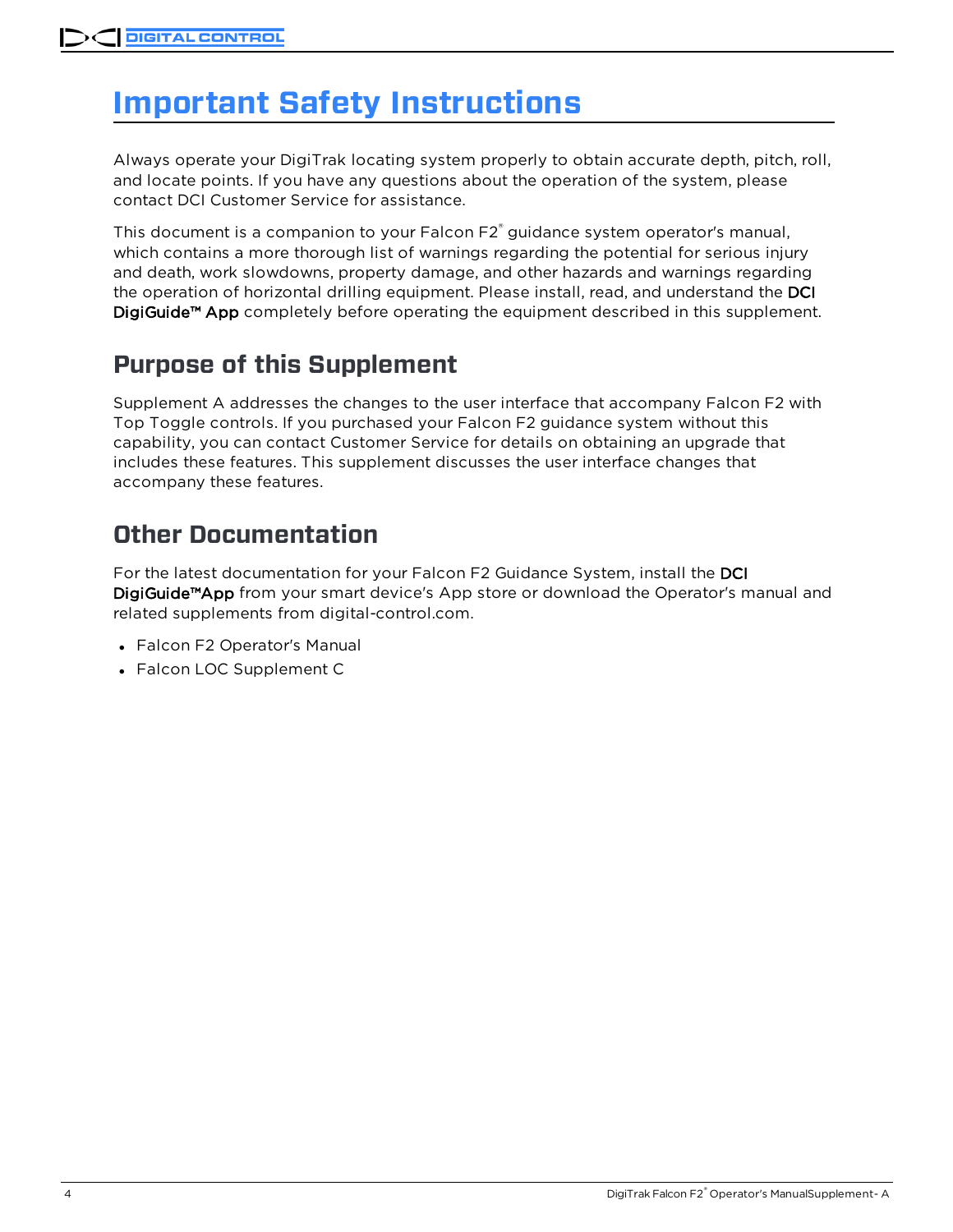# Important Safety Instructions

Always operate your DigiTrak locating system properly to obtain accurate depth, pitch, roll, and locate points. If you have any questions about the operation of the system, please contact DCI Customer Service for assistance.

This document is a companion to your Falcon F2® guidance system operator's manual, which contains a more thorough list of warnings regarding the potential for serious injury and death, work slowdowns, property damage, and other hazards and warnings regarding the operation of horizontal drilling equipment. Please install, read, and understand the **DCI DigiGuide™ App** completely before operating the equipment described in this supplement.

## Purpose of this Supplement

Supplement A addresses the changes to the user interface that accompany Falcon F2 with Top Toggle controls. If you purchased your Falcon F2 guidance system without this capability, you can contact Customer Service for details on obtaining an upgrade that includes these features. This supplement discusses the user interface changes that accompany these features.

## Other Documentation

For the latest documentation for your Falcon F2 Guidance System, install the **DCI DigiGuide™App** from your smart device's App store or download the Operator's manual and related supplements from digital-control.com.

- Falcon F2 Operator's Manual
- Falcon LOC Supplement C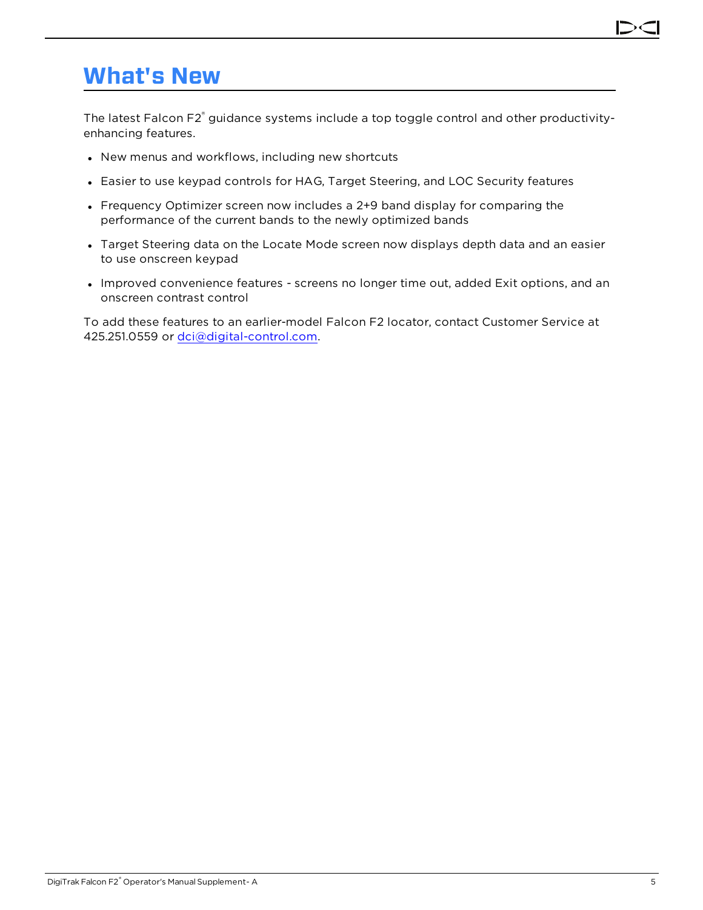# What's New

The latest Falcon F2® guidance systems include a top toggle control and other productivity-enhancing features.

- New menus and workflows, including new shortcuts
- Easier to use keypad controls for HAG, Target Steering, and LOC Security features
- Frequency Optimizer screen now includes a 2+9 band display for comparing the performance of the current bands to the newly optimized bands
- Target Steering data on the Locate Mode screen now displays depth data and an easier to use onscreen keypad
- Improved convenience features - screens no longer time out, added Exit options, and an onscreen contrast control

To add these features to an earlier-model Falcon F2 locator, contact Customer Service at 425.251.0559 or dci@digital-control.com.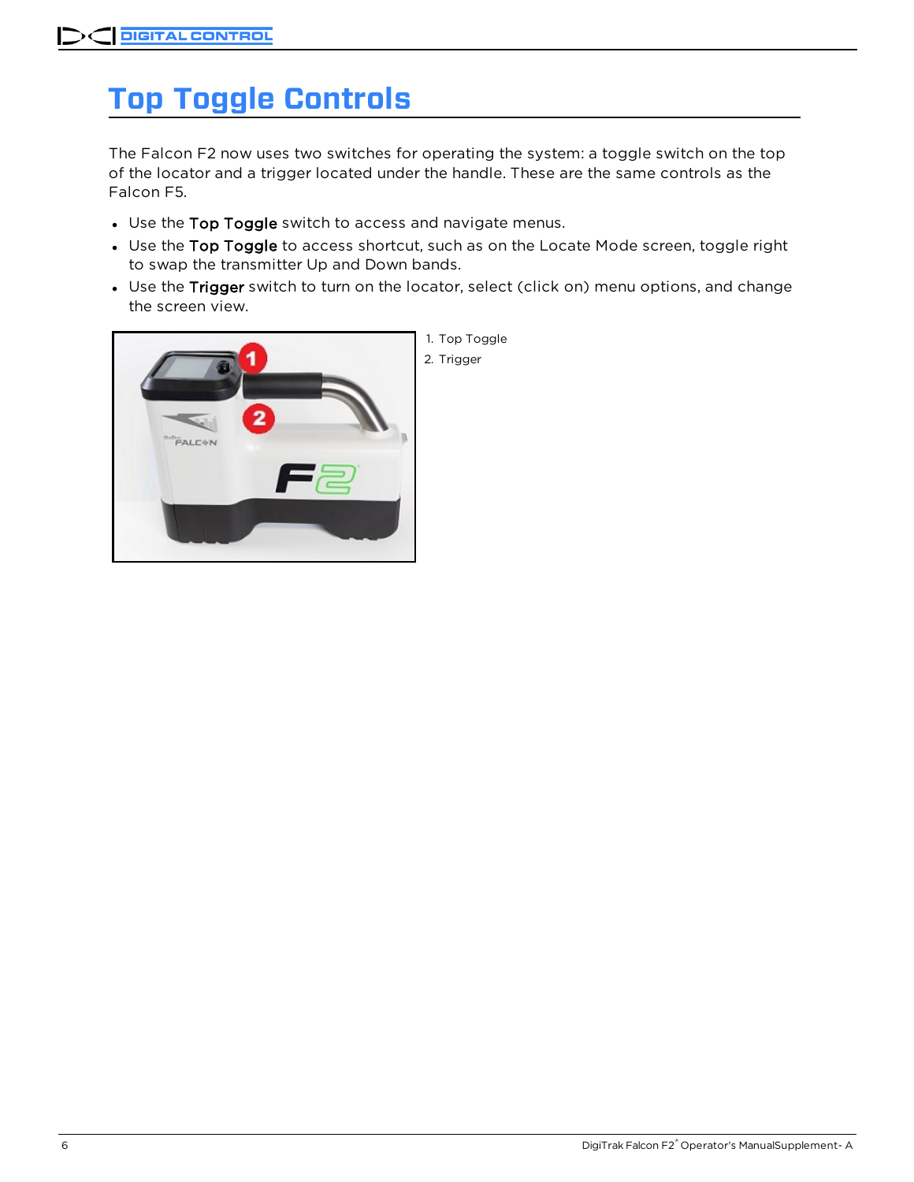# Top Toggle Controls

The Falcon F2 now uses two switches for operating the system: a toggle switch on the top of the locator and a trigger located under the handle. These are the same controls as the Falcon F5.

- Use the **Top Toggle** switch to access and navigate menus.
- Use the **Top Toggle** to access shortcut, such as on the Locate Mode screen, toggle right to swap the transmitter Up and Down bands.
- Use the **Trigger** switch to turn on the locator, select (click on) menu options, and change the screen view.

1. Top Toggle
2. Trigger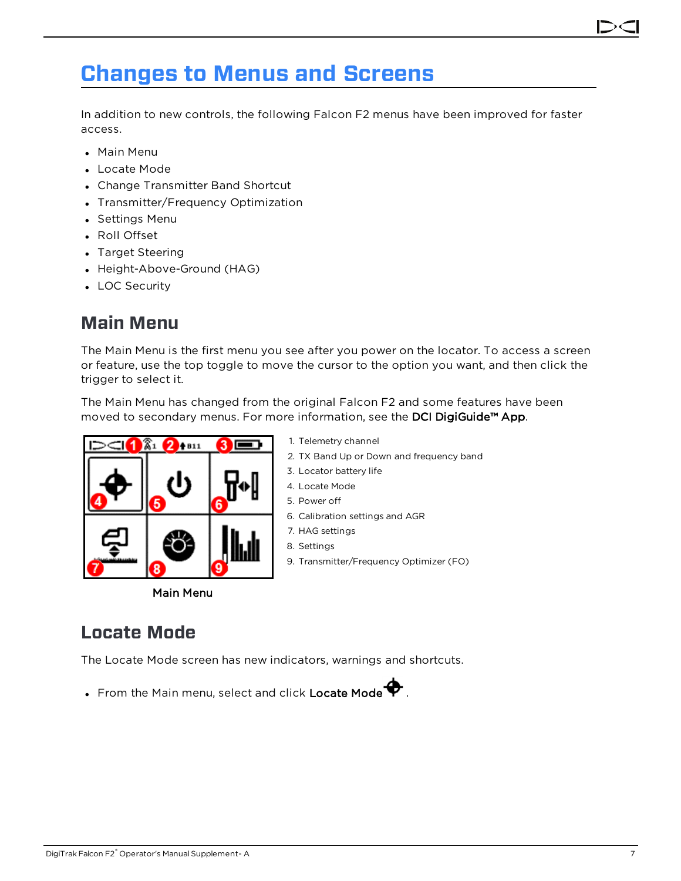# Changes to Menus and Screens

In addition to new controls, the following Falcon F2 menus have been improved for faster access.

- Main Menu
- Locate Mode
- Change Transmitter Band Shortcut
- Transmitter/Frequency Optimization
- Settings Menu
- Roll Offset
- Target Steering
- Height-Above-Ground (HAG)
- LOC Security

## Main Menu

The Main Menu is the first menu you see after you power on the locator. To access a screen or feature, use the top toggle to move the cursor to the option you want, and then click the trigger to select it.

The Main Menu has changed from the original Falcon F2 and some features have been moved to secondary menus. For more information, see the **DCI DigiGuide™ App**.

Main Menu

1. Telemetry channel
2. TX Band Up or Down and frequency band
3. Locator battery life
4. Locate Mode
5. Power off
6. Calibration settings and AGR
7. HAG settings
8. Settings
9. Transmitter/Frequency Optimizer (FO)

## Locate Mode

The Locate Mode screen has new indicators, warnings and shortcuts.

- From the Main menu, select and click **Locate Mode**.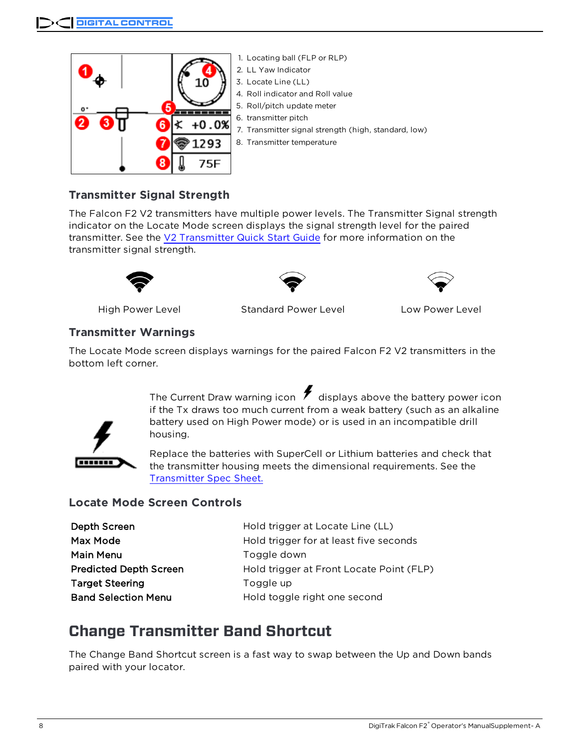1. Locating ball (FLP or RLP)
2. LL Yaw Indicator
3. Locate Line (LL)
4. Roll indicator and Roll value
5. Roll/pitch update meter
6. transmitter pitch
7. Transmitter signal strength (high, standard, low)
8. Transmitter temperature

### Transmitter Signal Strength

The Falcon F2 V2 transmitters have multiple power levels. The Transmitter Signal strength indicator on the Locate Mode screen displays the signal strength level for the paired transmitter. See the V2 Transmitter Quick Start Guide for more information on the transmitter signal strength.

High Power Level | Standard Power Level | Low Power Level

### Transmitter Warnings

The Locate Mode screen displays warnings for the paired Falcon F2 V2 transmitters in the bottom left corner.

The Current Draw warning icon displays above the battery power icon if the Tx draws too much current from a weak battery (such as an alkaline battery used on High Power mode) or is used in an incompatible drill housing.

Replace the batteries with SuperCell or Lithium batteries and check that the transmitter housing meets the dimensional requirements. See the Transmitter Spec Sheet.

### Locate Mode Screen Controls

| | |
|---|---|
| **Depth Screen** | Hold trigger at Locate Line (LL) |
| **Max Mode** | Hold trigger for at least five seconds |
| **Main Menu** | Toggle down |
| **Predicted Depth Screen** | Hold trigger at Front Locate Point (FLP) |
| **Target Steering** | Toggle up |
| **Band Selection Menu** | Hold toggle right one second |

## Change Transmitter Band Shortcut

The Change Band Shortcut screen is a fast way to swap between the Up and Down bands paired with your locator.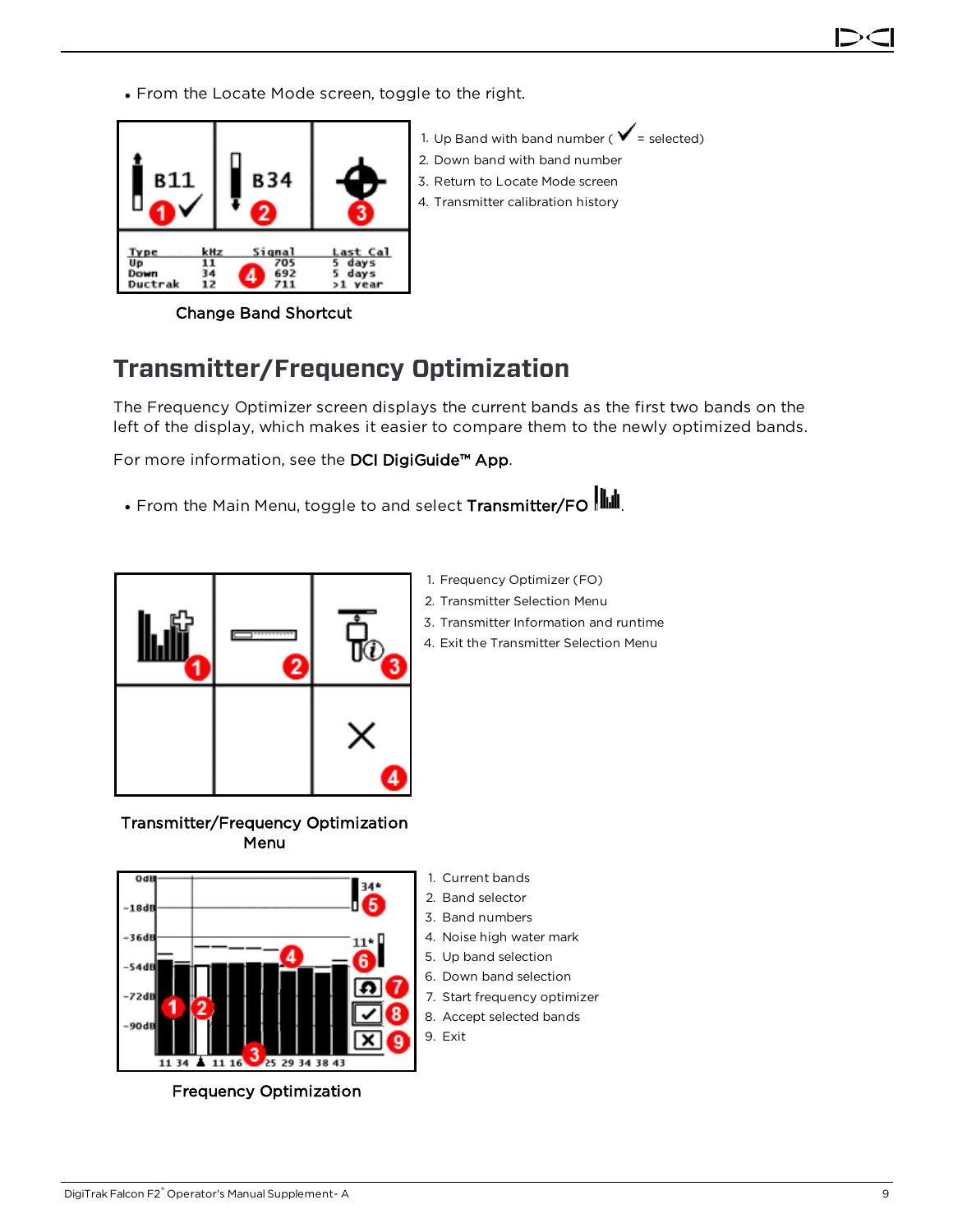- From the Locate Mode screen, toggle to the right.

1. Up Band with band number ( ✓ = selected)
2. Down band with band number
3. Return to Locate Mode screen
4. Transmitter calibration history

Change Band Shortcut

## Transmitter/Frequency Optimization

The Frequency Optimizer screen displays the current bands as the first two bands on the left of the display, which makes it easier to compare them to the newly optimized bands.

For more information, see the **DCI DigiGuide™ App**.

- From the Main Menu, toggle to and select **Transmitter/FO**.

1. Frequency Optimizer (FO)
2. Transmitter Selection Menu
3. Transmitter Information and runtime
4. Exit the Transmitter Selection Menu

Transmitter/Frequency Optimization Menu

1. Current bands
2. Band selector
3. Band numbers
4. Noise high water mark
5. Up band selection
6. Down band selection
7. Start frequency optimizer
8. Accept selected bands
9. Exit

Frequency Optimization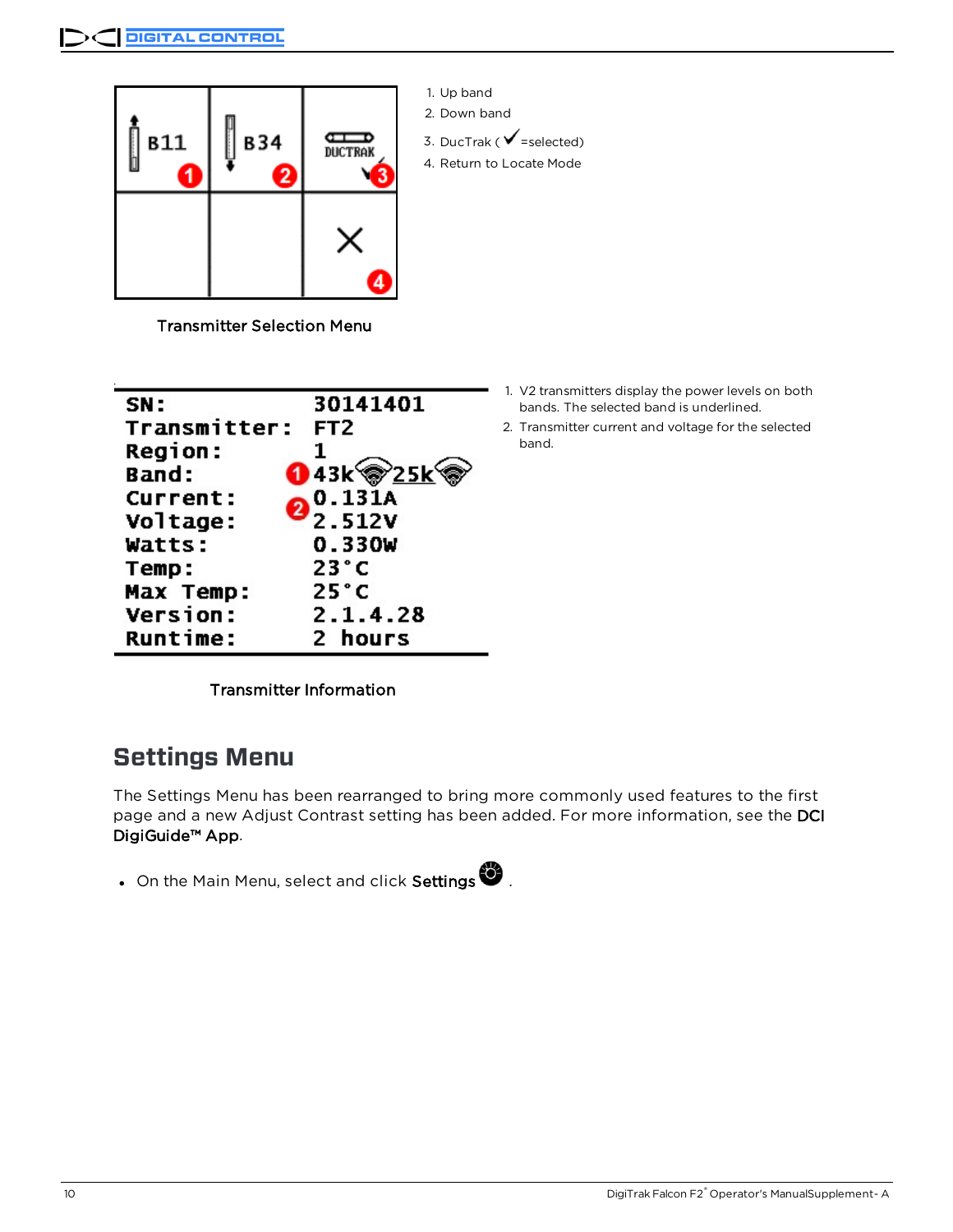1. Up band
2. Down band
3. DucTrak ( ✓ =selected)
4. Return to Locate Mode

Transmitter Selection Menu

1. V2 transmitters display the power levels on both bands. The selected band is underlined.
2. Transmitter current and voltage for the selected band.

Transmitter Information

## Settings Menu

The Settings Menu has been rearranged to bring more commonly used features to the first page and a new Adjust Contrast setting has been added. For more information, see the **DCI DigiGuide™ App**.

- On the Main Menu, select and click **Settings** .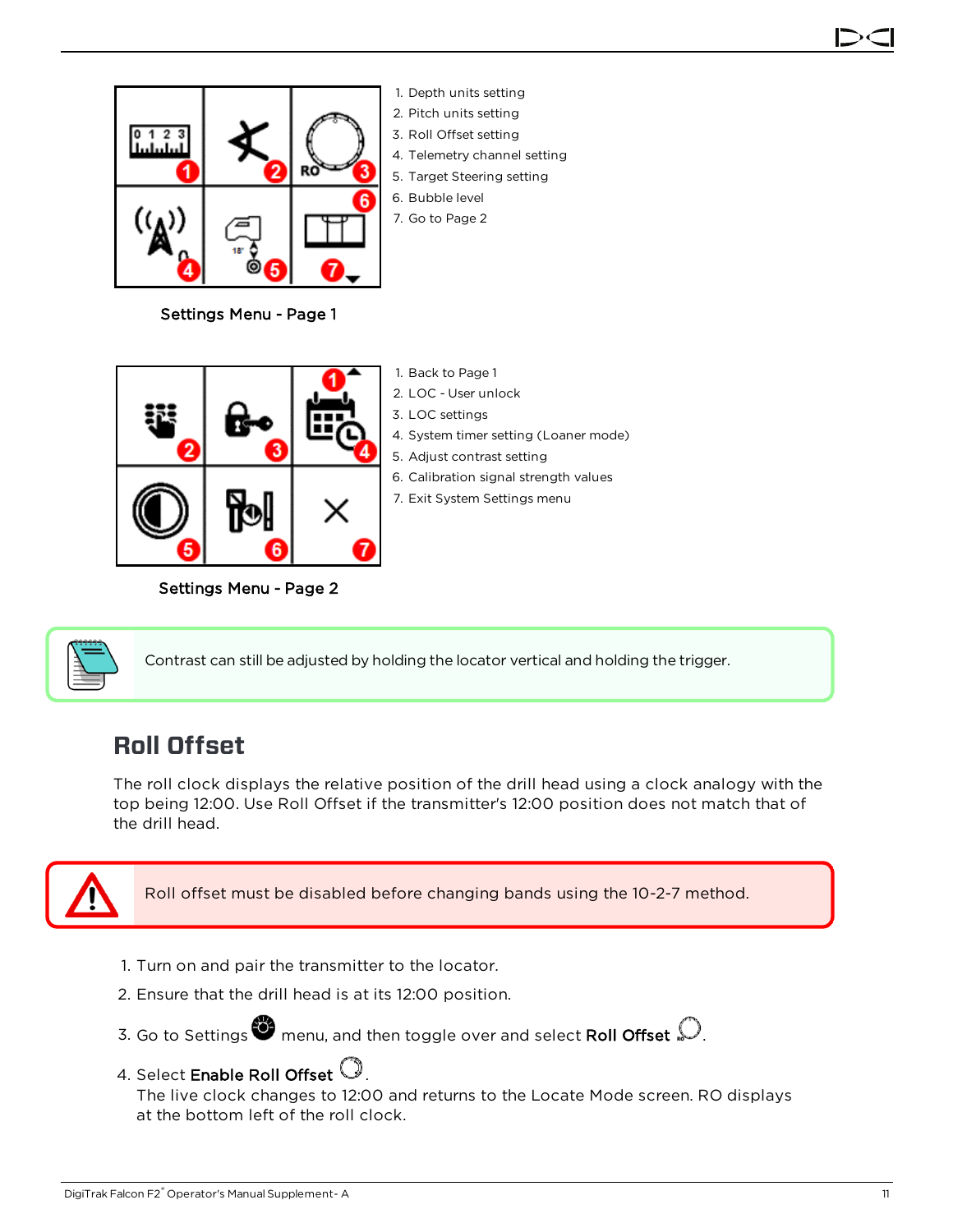1. Depth units setting
2. Pitch units setting
3. Roll Offset setting
4. Telemetry channel setting
5. Target Steering setting
6. Bubble level
7. Go to Page 2

Settings Menu - Page 1

1. Back to Page 1
2. LOC - User unlock
3. LOC settings
4. System timer setting (Loaner mode)
5. Adjust contrast setting
6. Calibration signal strength values
7. Exit System Settings menu

Settings Menu - Page 2

Contrast can still be adjusted by holding the locator vertical and holding the trigger.

## Roll Offset

The roll clock displays the relative position of the drill head using a clock analogy with the top being 12:00. Use Roll Offset if the transmitter's 12:00 position does not match that of the drill head.

Roll offset must be disabled before changing bands using the 10-2-7 method.

1. Turn on and pair the transmitter to the locator.
2. Ensure that the drill head is at its 12:00 position.
3. Go to Settings menu, and then toggle over and select **Roll Offset**.
4. Select **Enable Roll Offset**.
   The live clock changes to 12:00 and returns to the Locate Mode screen. RO displays at the bottom left of the roll clock.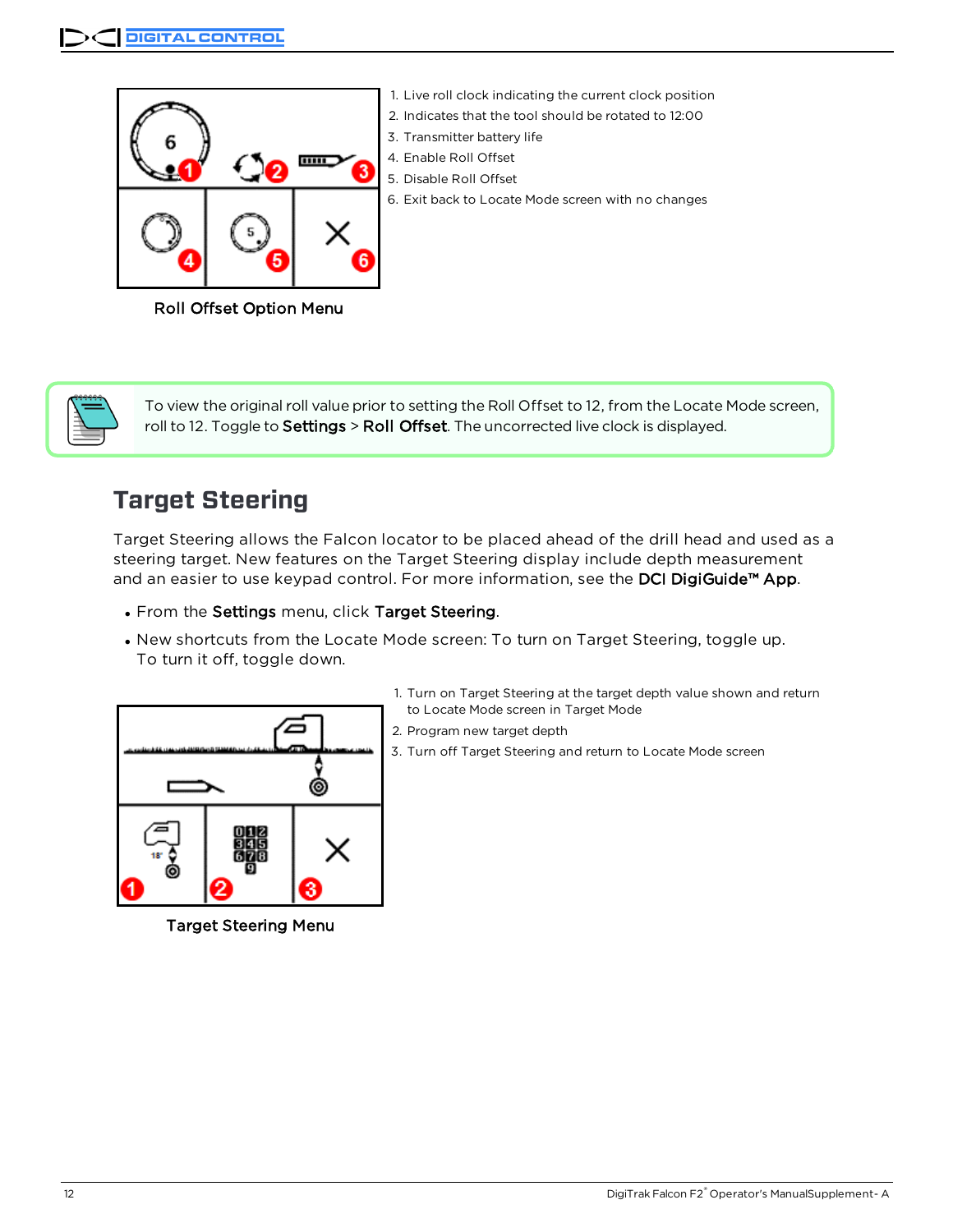1. Live roll clock indicating the current clock position
2. Indicates that the tool should be rotated to 12:00
3. Transmitter battery life
4. Enable Roll Offset
5. Disable Roll Offset
6. Exit back to Locate Mode screen with no changes

Roll Offset Option Menu

To view the original roll value prior to setting the Roll Offset to 12, from the Locate Mode screen, roll to 12. Toggle to **Settings** > **Roll Offset**. The uncorrected live clock is displayed.

## Target Steering

Target Steering allows the Falcon locator to be placed ahead of the drill head and used as a steering target. New features on the Target Steering display include depth measurement and an easier to use keypad control. For more information, see the **DCI DigiGuide™ App**.

- From the **Settings** menu, click **Target Steering**.
- New shortcuts from the Locate Mode screen: To turn on Target Steering, toggle up. To turn it off, toggle down.

1. Turn on Target Steering at the target depth value shown and return to Locate Mode screen in Target Mode
2. Program new target depth
3. Turn off Target Steering and return to Locate Mode screen

Target Steering Menu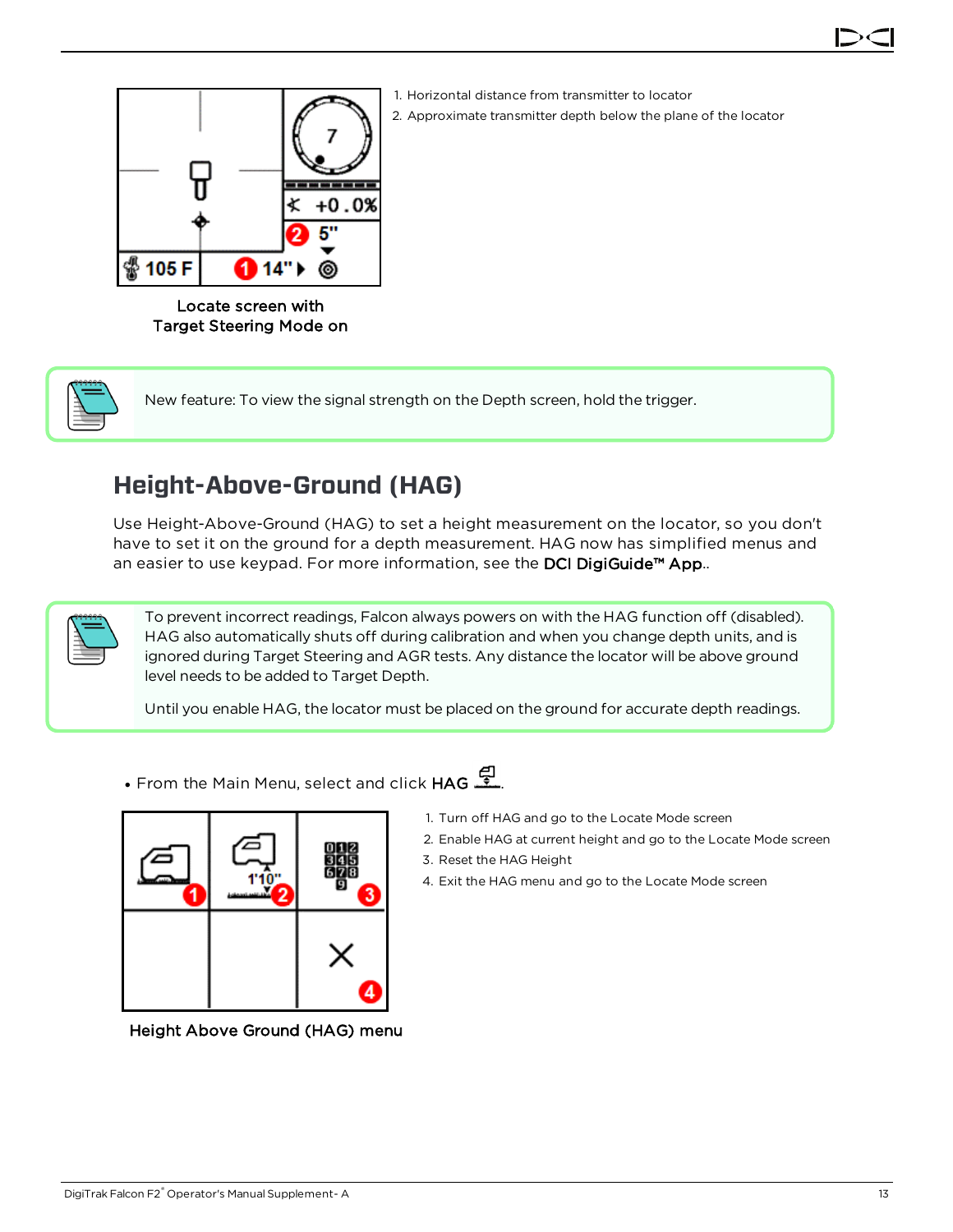1. Horizontal distance from transmitter to locator
2. Approximate transmitter depth below the plane of the locator

Locate screen with Target Steering Mode on

New feature: To view the signal strength on the Depth screen, hold the trigger.

## Height-Above-Ground (HAG)

Use Height-Above-Ground (HAG) to set a height measurement on the locator, so you don't have to set it on the ground for a depth measurement. HAG now has simplified menus and an easier to use keypad. For more information, see the **DCI DigiGuide™ App**..

To prevent incorrect readings, Falcon always powers on with the HAG function off (disabled). HAG also automatically shuts off during calibration and when you change depth units, and is ignored during Target Steering and AGR tests. Any distance the locator will be above ground level needs to be added to Target Depth.

Until you enable HAG, the locator must be placed on the ground for accurate depth readings.

- From the Main Menu, select and click **HAG**.

1. Turn off HAG and go to the Locate Mode screen
2. Enable HAG at current height and go to the Locate Mode screen
3. Reset the HAG Height
4. Exit the HAG menu and go to the Locate Mode screen

Height Above Ground (HAG) menu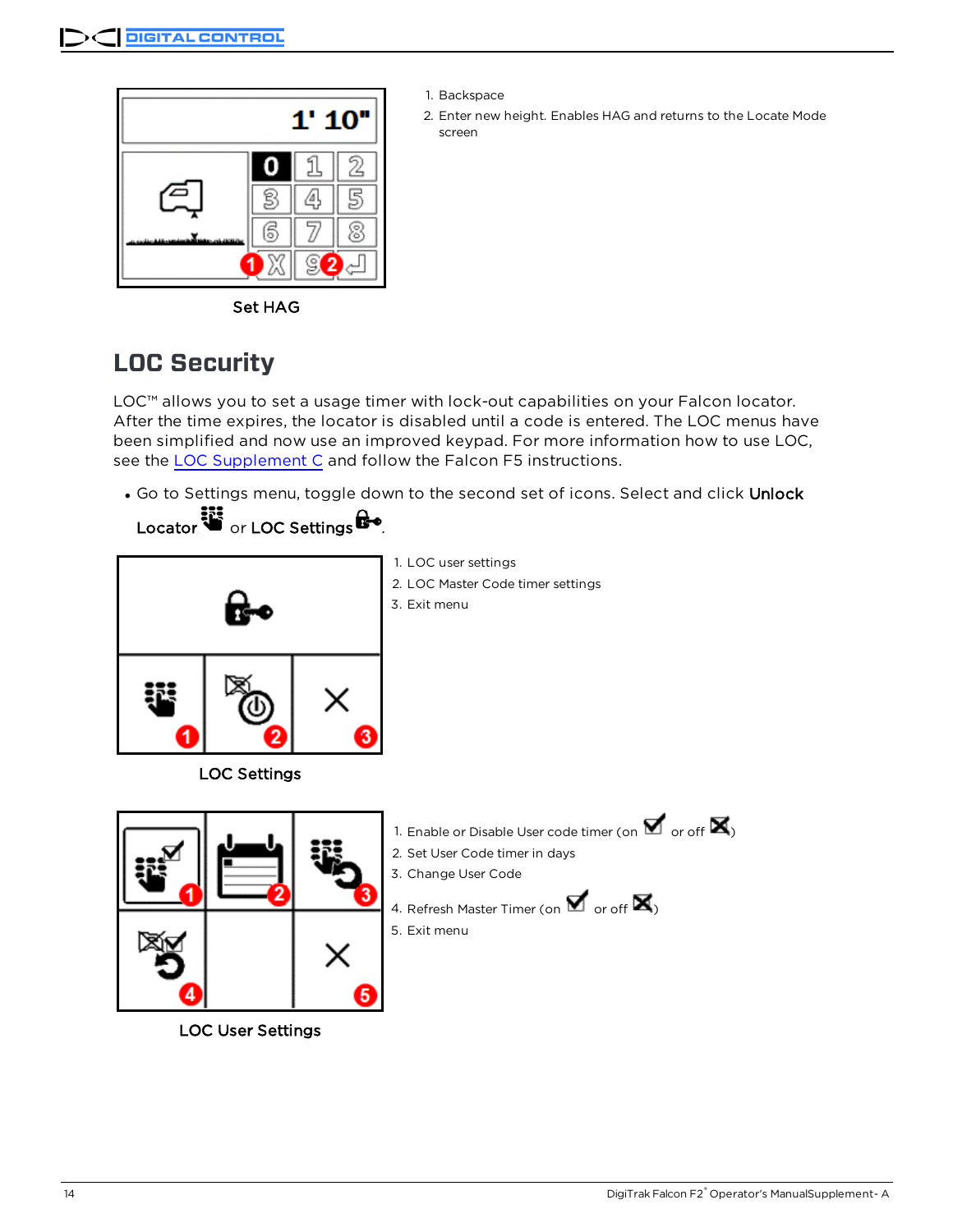1. Backspace
2. Enter new height. Enables HAG and returns to the Locate Mode screen

Set HAG

## LOC Security

LOC™ allows you to set a usage timer with lock-out capabilities on your Falcon locator. After the time expires, the locator is disabled until a code is entered. The LOC menus have been simplified and now use an improved keypad. For more information how to use LOC, see the LOC Supplement C and follow the Falcon F5 instructions.

- Go to Settings menu, toggle down to the second set of icons. Select and click **Unlock Locator** or **LOC Settings**.

1. LOC user settings
2. LOC Master Code timer settings
3. Exit menu

LOC Settings

1. Enable or Disable User code timer (on or off )
2. Set User Code timer in days
3. Change User Code
4. Refresh Master Timer (on or off )
5. Exit menu

LOC User Settings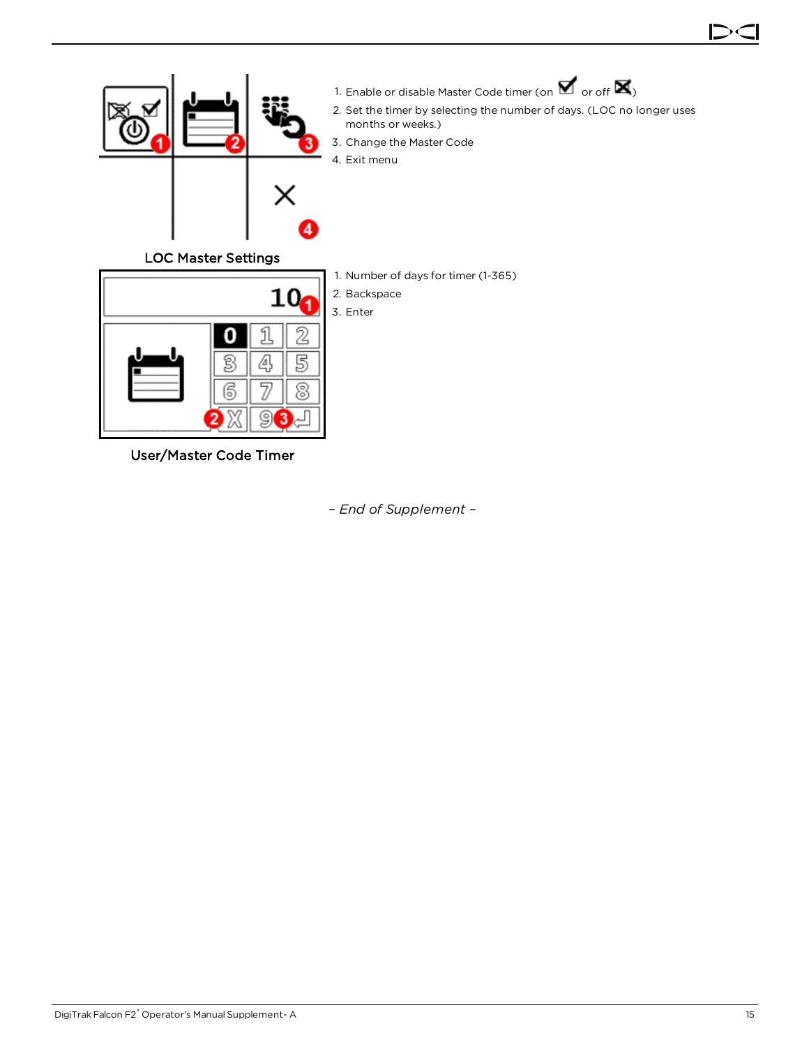1. Enable or disable Master Code timer (on ☑ or off ☒)
2. Set the timer by selecting the number of days. (LOC no longer uses months or weeks.)
3. Change the Master Code
4. Exit menu

LOC Master Settings

1. Number of days for timer (1-365)
2. Backspace
3. Enter

User/Master Code Timer

*– End of Supplement –*